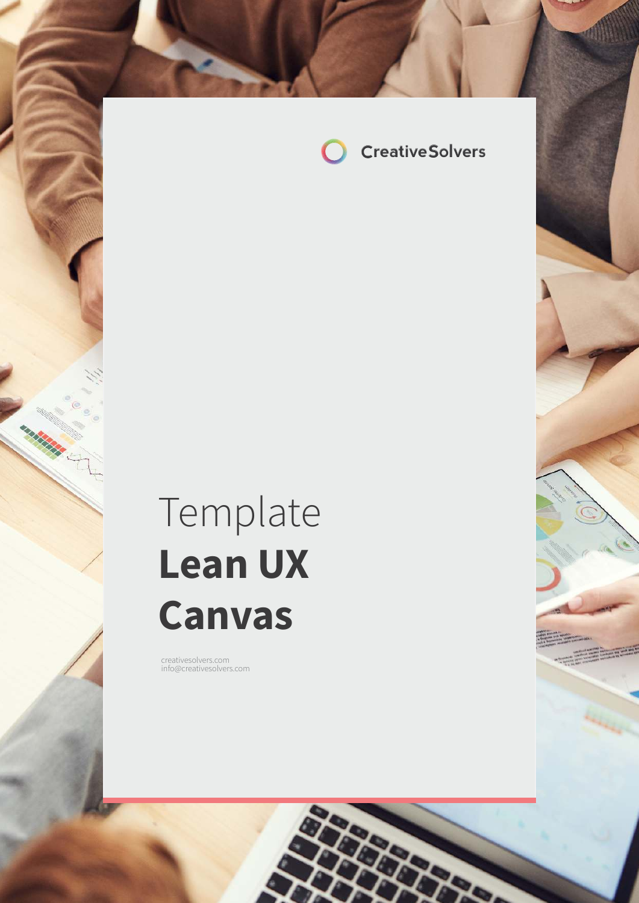CreativeSolvers

Template

# Lean UX Canvas

creativesolvers.com
info@creativesolvers.com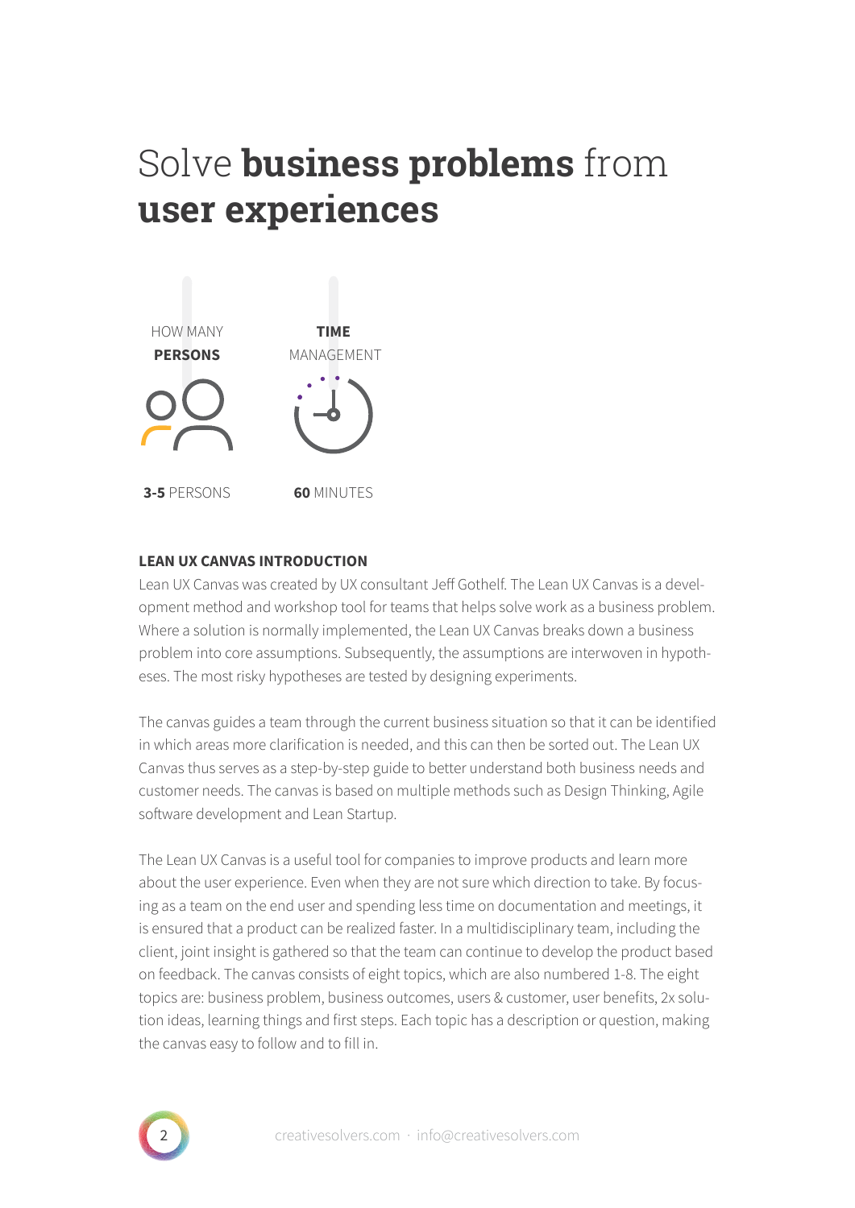# Solve **business problems** from **user experiences**

HOW MANY **PERSONS**

**3-5** PERSONS

**TIME** MANAGEMENT

**60** MINUTES

**LEAN UX CANVAS INTRODUCTION**

Lean UX Canvas was created by UX consultant Jeff Gothelf. The Lean UX Canvas is a development method and workshop tool for teams that helps solve work as a business problem. Where a solution is normally implemented, the Lean UX Canvas breaks down a business problem into core assumptions. Subsequently, the assumptions are interwoven in hypotheses. The most risky hypotheses are tested by designing experiments.

The canvas guides a team through the current business situation so that it can be identified in which areas more clarification is needed, and this can then be sorted out. The Lean UX Canvas thus serves as a step-by-step guide to better understand both business needs and customer needs. The canvas is based on multiple methods such as Design Thinking, Agile software development and Lean Startup.

The Lean UX Canvas is a useful tool for companies to improve products and learn more about the user experience. Even when they are not sure which direction to take. By focusing as a team on the end user and spending less time on documentation and meetings, it is ensured that a product can be realized faster. In a multidisciplinary team, including the client, joint insight is gathered so that the team can continue to develop the product based on feedback. The canvas consists of eight topics, which are also numbered 1-8. The eight topics are: business problem, business outcomes, users & customer, user benefits, 2x solution ideas, learning things and first steps. Each topic has a description or question, making the canvas easy to follow and to fill in.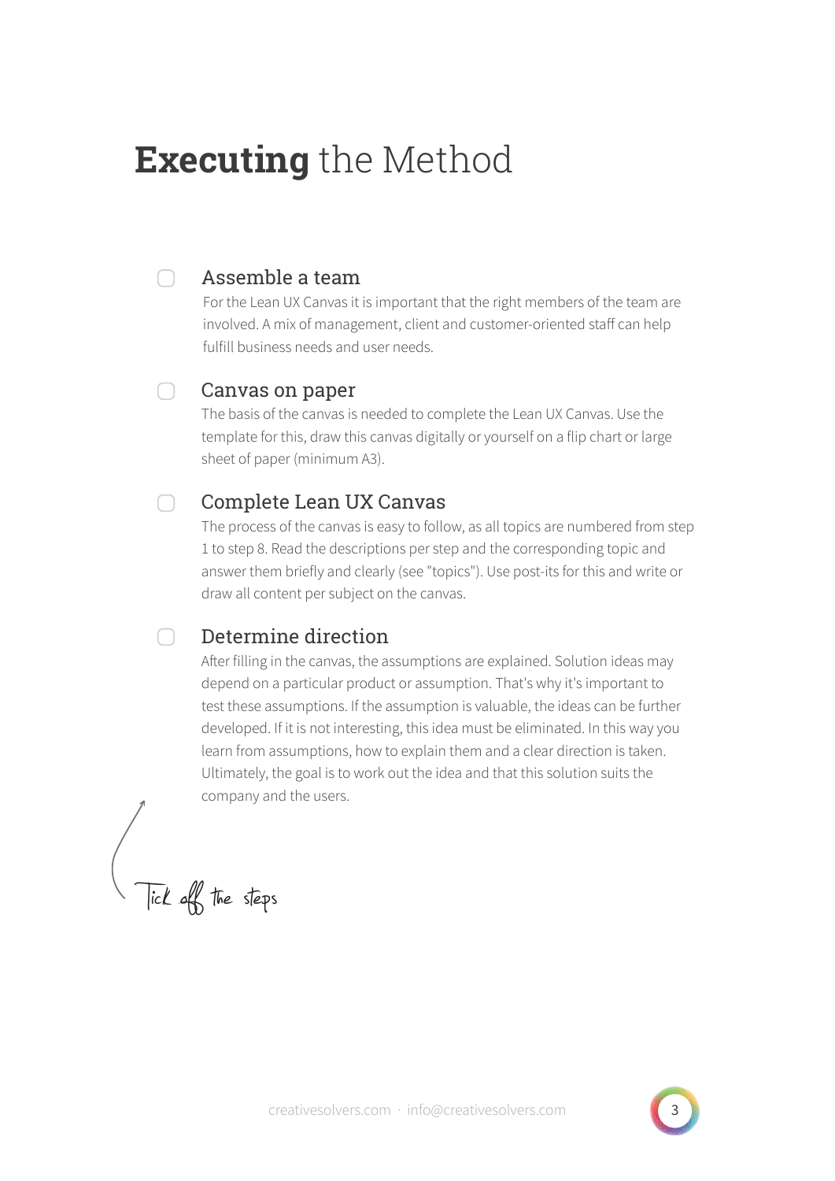# **Executing** the Method

- [ ] **Assemble a team**

  For the Lean UX Canvas it is important that the right members of the team are involved. A mix of management, client and customer-oriented staff can help fulfill business needs and user needs.

- [ ] **Canvas on paper**

  The basis of the canvas is needed to complete the Lean UX Canvas. Use the template for this, draw this canvas digitally or yourself on a flip chart or large sheet of paper (minimum A3).

- [ ] **Complete Lean UX Canvas**

  The process of the canvas is easy to follow, as all topics are numbered from step 1 to step 8. Read the descriptions per step and the corresponding topic and answer them briefly and clearly (see "topics"). Use post-its for this and write or draw all content per subject on the canvas.

- [ ] **Determine direction**

  After filling in the canvas, the assumptions are explained. Solution ideas may depend on a particular product or assumption. That's why it's important to test these assumptions. If the assumption is valuable, the ideas can be further developed. If it is not interesting, this idea must be eliminated. In this way you learn from assumptions, how to explain them and a clear direction is taken. Ultimately, the goal is to work out the idea and that this solution suits the company and the users.

*Tick off the steps*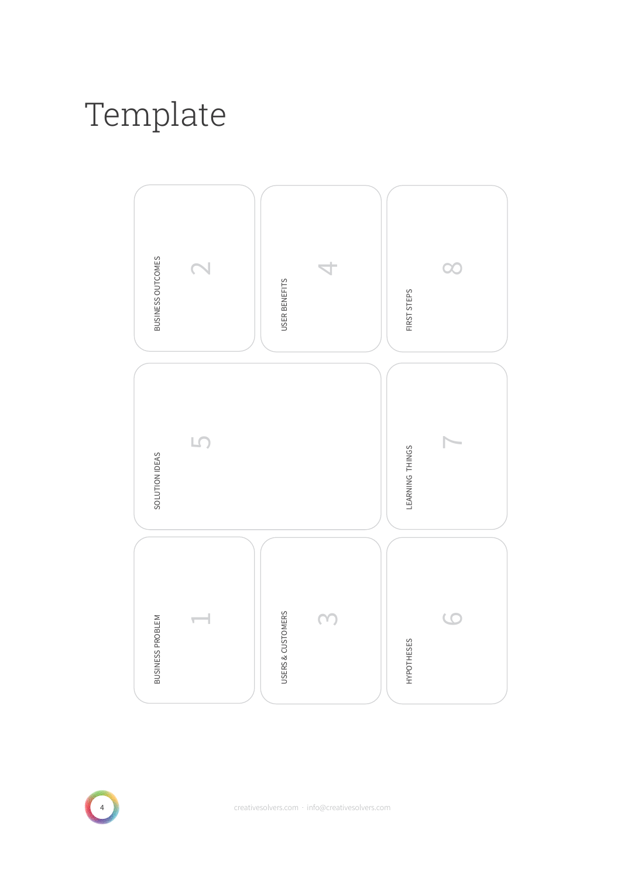# Template

1. BUSINESS PROBLEM
2. BUSINESS OUTCOMES
3. USERS & CUSTOMERS
4. USER BENEFITS
5. SOLUTION IDEAS
6. HYPOTHESES
7. LEARNING THINGS
8. FIRST STEPS

creativesolvers.com · info@creativesolvers.com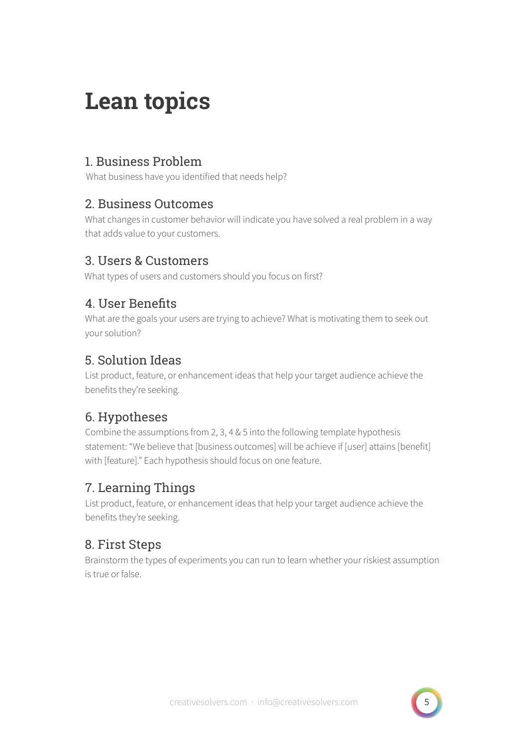# Lean topics

## 1. Business Problem

What business have you identified that needs help?

## 2. Business Outcomes

What changes in customer behavior will indicate you have solved a real problem in a way that adds value to your customers.

## 3. Users & Customers

What types of users and customers should you focus on first?

## 4. User Benefits

What are the goals your users are trying to achieve? What is motivating them to seek out your solution?

## 5. Solution Ideas

List product, feature, or enhancement ideas that help your target audience achieve the benefits they're seeking.

## 6. Hypotheses

Combine the assumptions from 2, 3, 4 & 5 into the following template hypothesis statement: "We believe that [business outcomes] will be achieve if [user] attains [benefit] with [feature]." Each hypothesis should focus on one feature.

## 7. Learning Things

List product, feature, or enhancement ideas that help your target audience achieve the benefits they're seeking.

## 8. First Steps

Brainstorm the types of experiments you can run to learn whether your riskiest assumption is true or false.